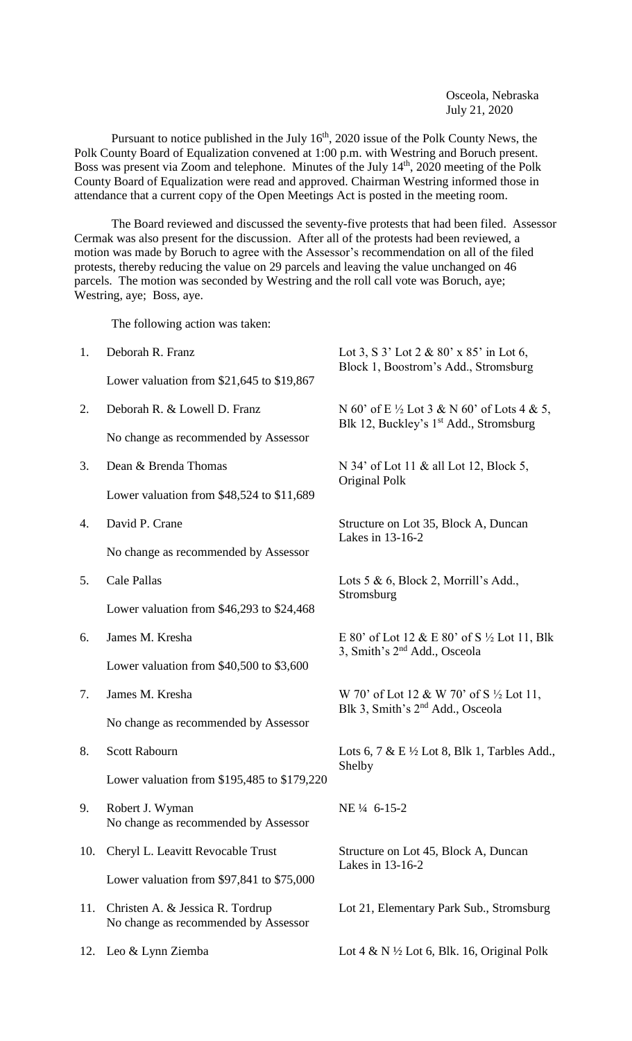Osceola, Nebraska
July 21, 2020

Pursuant to notice published in the July 16th, 2020 issue of the Polk County News, the Polk County Board of Equalization convened at 1:00 p.m. with Westring and Boruch present. Boss was present via Zoom and telephone. Minutes of the July 14th, 2020 meeting of the Polk County Board of Equalization were read and approved. Chairman Westring informed those in attendance that a current copy of the Open Meetings Act is posted in the meeting room.

The Board reviewed and discussed the seventy-five protests that had been filed. Assessor Cermak was also present for the discussion. After all of the protests had been reviewed, a motion was made by Boruch to agree with the Assessor's recommendation on all of the filed protests, thereby reducing the value on 29 parcels and leaving the value unchanged on 46 parcels. The motion was seconded by Westring and the roll call vote was Boruch, aye; Westring, aye; Boss, aye.

The following action was taken:

1. Deborah R. Franz — Lot 3, S 3' Lot 2 & 80' x 85' in Lot 6, Block 1, Boostrom's Add., Stromsburg
   Lower valuation from $21,645 to $19,867

2. Deborah R. & Lowell D. Franz — N 60' of E ½ Lot 3 & N 60' of Lots 4 & 5, Blk 12, Buckley's 1st Add., Stromsburg
   No change as recommended by Assessor

3. Dean & Brenda Thomas — N 34' of Lot 11 & all Lot 12, Block 5, Original Polk
   Lower valuation from $48,524 to $11,689

4. David P. Crane — Structure on Lot 35, Block A, Duncan Lakes in 13-16-2
   No change as recommended by Assessor

5. Cale Pallas — Lots 5 & 6, Block 2, Morrill's Add., Stromsburg
   Lower valuation from $46,293 to $24,468

6. James M. Kresha — E 80' of Lot 12 & E 80' of S ½ Lot 11, Blk 3, Smith's 2nd Add., Osceola
   Lower valuation from $40,500 to $3,600

7. James M. Kresha — W 70' of Lot 12 & W 70' of S ½ Lot 11, Blk 3, Smith's 2nd Add., Osceola
   No change as recommended by Assessor

8. Scott Rabourn — Lots 6, 7 & E ½ Lot 8, Blk 1, Tarbles Add., Shelby
   Lower valuation from $195,485 to $179,220

9. Robert J. Wyman — NE ¼ 6-15-2
   No change as recommended by Assessor

10. Cheryl L. Leavitt Revocable Trust — Structure on Lot 45, Block A, Duncan Lakes in 13-16-2
    Lower valuation from $97,841 to $75,000

11. Christen A. & Jessica R. Tordrup — Lot 21, Elementary Park Sub., Stromsburg
    No change as recommended by Assessor

12. Leo & Lynn Ziemba — Lot 4 & N ½ Lot 6, Blk. 16, Original Polk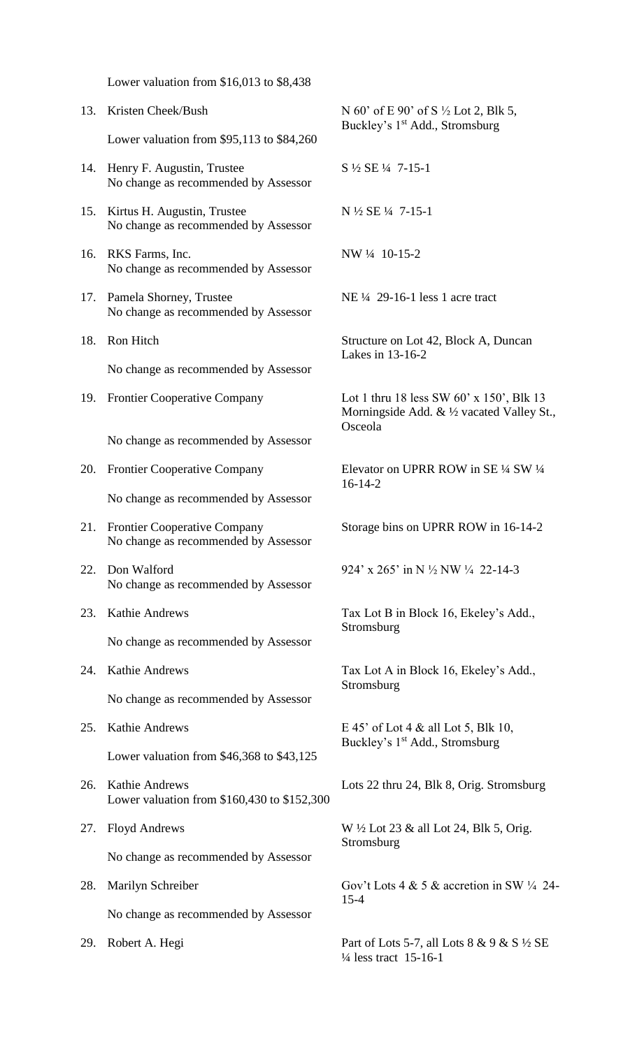Lower valuation from $16,013 to $8,438

13. Kristen Cheek/Bush — N 60' of E 90' of S ½ Lot 2, Blk 5, Buckley's 1st Add., Stromsburg

    Lower valuation from $95,113 to $84,260

14. Henry F. Augustin, Trustee — S ½ SE ¼ 7-15-1

    No change as recommended by Assessor

15. Kirtus H. Augustin, Trustee — N ½ SE ¼ 7-15-1

    No change as recommended by Assessor

16. RKS Farms, Inc. — NW ¼ 10-15-2

    No change as recommended by Assessor

17. Pamela Shorney, Trustee — NE ¼ 29-16-1 less 1 acre tract

    No change as recommended by Assessor

18. Ron Hitch — Structure on Lot 42, Block A, Duncan Lakes in 13-16-2

    No change as recommended by Assessor

19. Frontier Cooperative Company — Lot 1 thru 18 less SW 60' x 150', Blk 13 Morningside Add. & ½ vacated Valley St., Osceola

    No change as recommended by Assessor

20. Frontier Cooperative Company — Elevator on UPRR ROW in SE ¼ SW ¼ 16-14-2

    No change as recommended by Assessor

21. Frontier Cooperative Company — Storage bins on UPRR ROW in 16-14-2

    No change as recommended by Assessor

22. Don Walford — 924' x 265' in N ½ NW ¼ 22-14-3

    No change as recommended by Assessor

23. Kathie Andrews — Tax Lot B in Block 16, Ekeley's Add., Stromsburg

    No change as recommended by Assessor

24. Kathie Andrews — Tax Lot A in Block 16, Ekeley's Add., Stromsburg

    No change as recommended by Assessor

25. Kathie Andrews — E 45' of Lot 4 & all Lot 5, Blk 10, Buckley's 1st Add., Stromsburg

    Lower valuation from $46,368 to $43,125

26. Kathie Andrews — Lots 22 thru 24, Blk 8, Orig. Stromsburg

    Lower valuation from $160,430 to $152,300

27. Floyd Andrews — W ½ Lot 23 & all Lot 24, Blk 5, Orig. Stromsburg

    No change as recommended by Assessor

28. Marilyn Schreiber — Gov't Lots 4 & 5 & accretion in SW ¼ 24-15-4

    No change as recommended by Assessor

29. Robert A. Hegi — Part of Lots 5-7, all Lots 8 & 9 & S ½ SE ¼ less tract 15-16-1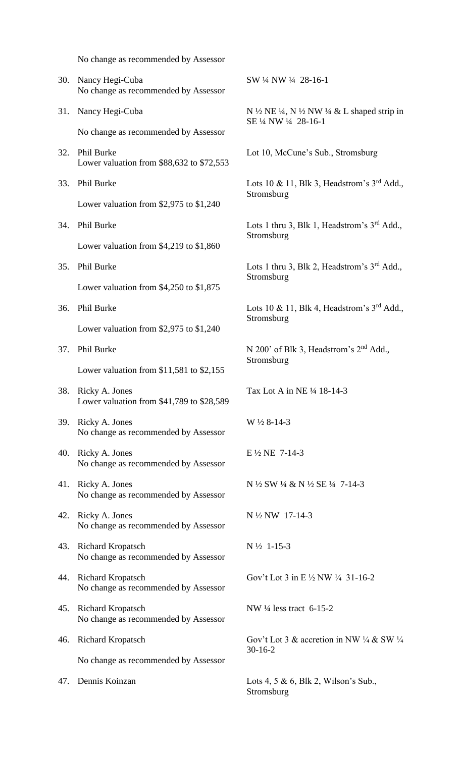No change as recommended by Assessor

30. Nancy Hegi-Cuba — SW ¼ NW ¼ 28-16-1
    No change as recommended by Assessor

31. Nancy Hegi-Cuba — N ½ NE ¼, N ½ NW ¼ & L shaped strip in SE ¼ NW ¼ 28-16-1
    No change as recommended by Assessor

32. Phil Burke — Lot 10, McCune's Sub., Stromsburg
    Lower valuation from $88,632 to $72,553

33. Phil Burke — Lots 10 & 11, Blk 3, Headstrom's 3rd Add., Stromsburg
    Lower valuation from $2,975 to $1,240

34. Phil Burke — Lots 1 thru 3, Blk 1, Headstrom's 3rd Add., Stromsburg
    Lower valuation from $4,219 to $1,860

35. Phil Burke — Lots 1 thru 3, Blk 2, Headstrom's 3rd Add., Stromsburg
    Lower valuation from $4,250 to $1,875

36. Phil Burke — Lots 10 & 11, Blk 4, Headstrom's 3rd Add., Stromsburg
    Lower valuation from $2,975 to $1,240

37. Phil Burke — N 200' of Blk 3, Headstrom's 2nd Add., Stromsburg
    Lower valuation from $11,581 to $2,155

38. Ricky A. Jones — Tax Lot A in NE ¼ 18-14-3
    Lower valuation from $41,789 to $28,589

39. Ricky A. Jones — W ½ 8-14-3
    No change as recommended by Assessor

40. Ricky A. Jones — E ½ NE 7-14-3
    No change as recommended by Assessor

41. Ricky A. Jones — N ½ SW ¼ & N ½ SE ¼ 7-14-3
    No change as recommended by Assessor

42. Ricky A. Jones — N ½ NW 17-14-3
    No change as recommended by Assessor

43. Richard Kropatsch — N ½ 1-15-3
    No change as recommended by Assessor

44. Richard Kropatsch — Gov't Lot 3 in E ½ NW ¼ 31-16-2
    No change as recommended by Assessor

45. Richard Kropatsch — NW ¼ less tract 6-15-2
    No change as recommended by Assessor

46. Richard Kropatsch — Gov't Lot 3 & accretion in NW ¼ & SW ¼ 30-16-2
    No change as recommended by Assessor

47. Dennis Koinzan — Lots 4, 5 & 6, Blk 2, Wilson's Sub., Stromsburg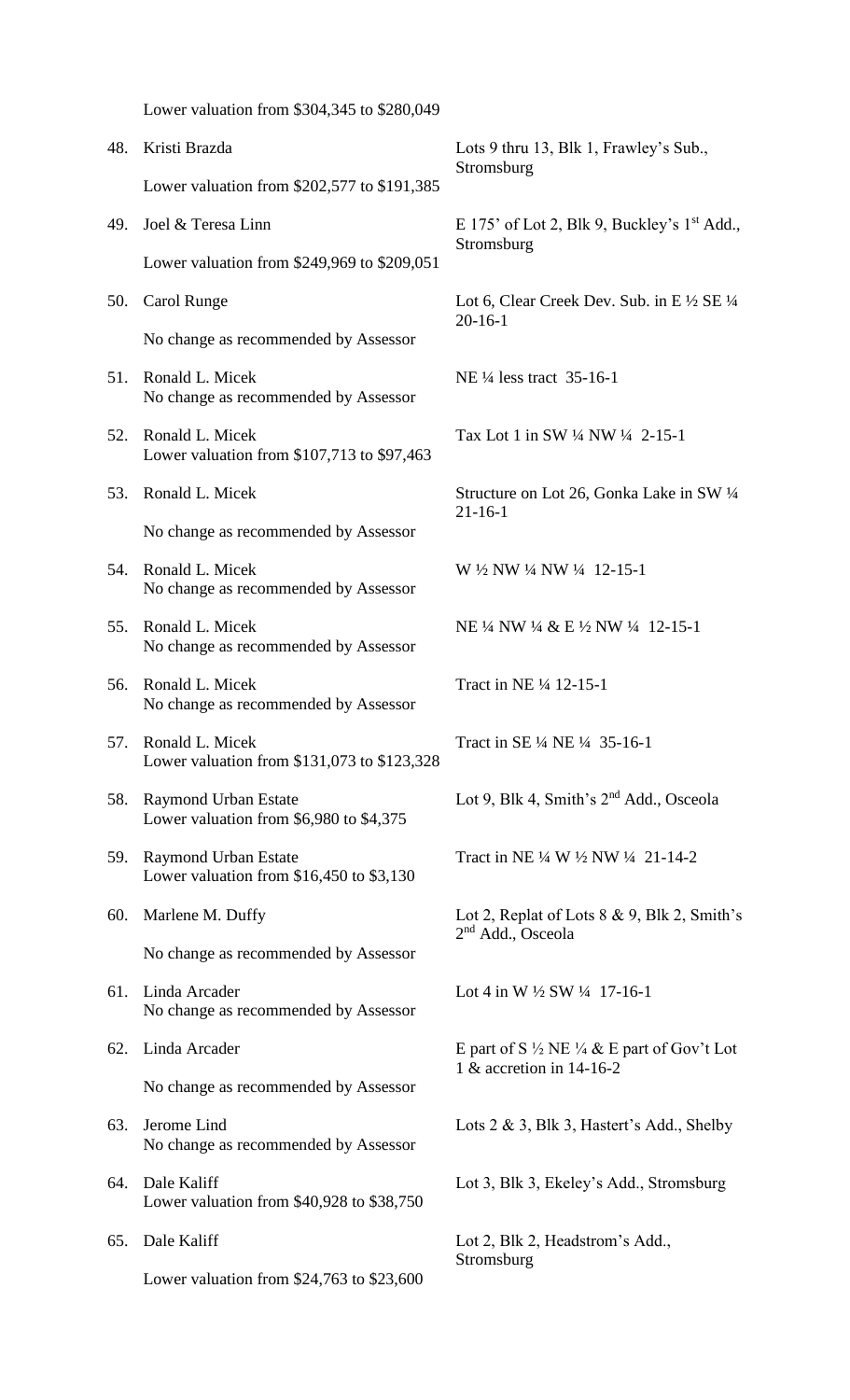Lower valuation from $304,345 to $280,049

48. Kristi Brazda — Lots 9 thru 13, Blk 1, Frawley's Sub., Stromsburg

    Lower valuation from $202,577 to $191,385

49. Joel & Teresa Linn — E 175' of Lot 2, Blk 9, Buckley's 1st Add., Stromsburg

    Lower valuation from $249,969 to $209,051

50. Carol Runge — Lot 6, Clear Creek Dev. Sub. in E ½ SE ¼ 20-16-1

    No change as recommended by Assessor

51. Ronald L. Micek — NE ¼ less tract 35-16-1

    No change as recommended by Assessor

52. Ronald L. Micek — Tax Lot 1 in SW ¼ NW ¼ 2-15-1

    Lower valuation from $107,713 to $97,463

53. Ronald L. Micek — Structure on Lot 26, Gonka Lake in SW ¼ 21-16-1

    No change as recommended by Assessor

54. Ronald L. Micek — W ½ NW ¼ NW ¼ 12-15-1

    No change as recommended by Assessor

55. Ronald L. Micek — NE ¼ NW ¼ & E ½ NW ¼ 12-15-1

    No change as recommended by Assessor

56. Ronald L. Micek — Tract in NE ¼ 12-15-1

    No change as recommended by Assessor

57. Ronald L. Micek — Tract in SE ¼ NE ¼ 35-16-1

    Lower valuation from $131,073 to $123,328

58. Raymond Urban Estate — Lot 9, Blk 4, Smith's 2nd Add., Osceola

    Lower valuation from $6,980 to $4,375

59. Raymond Urban Estate — Tract in NE ¼ W ½ NW ¼ 21-14-2

    Lower valuation from $16,450 to $3,130

60. Marlene M. Duffy — Lot 2, Replat of Lots 8 & 9, Blk 2, Smith's 2nd Add., Osceola

    No change as recommended by Assessor

61. Linda Arcader — Lot 4 in W ½ SW ¼ 17-16-1

    No change as recommended by Assessor

62. Linda Arcader — E part of S ½ NE ¼ & E part of Gov't Lot 1 & accretion in 14-16-2

    No change as recommended by Assessor

63. Jerome Lind — Lots 2 & 3, Blk 3, Hastert's Add., Shelby

    No change as recommended by Assessor

64. Dale Kaliff — Lot 3, Blk 3, Ekeley's Add., Stromsburg

    Lower valuation from $40,928 to $38,750

65. Dale Kaliff — Lot 2, Blk 2, Headstrom's Add., Stromsburg

    Lower valuation from $24,763 to $23,600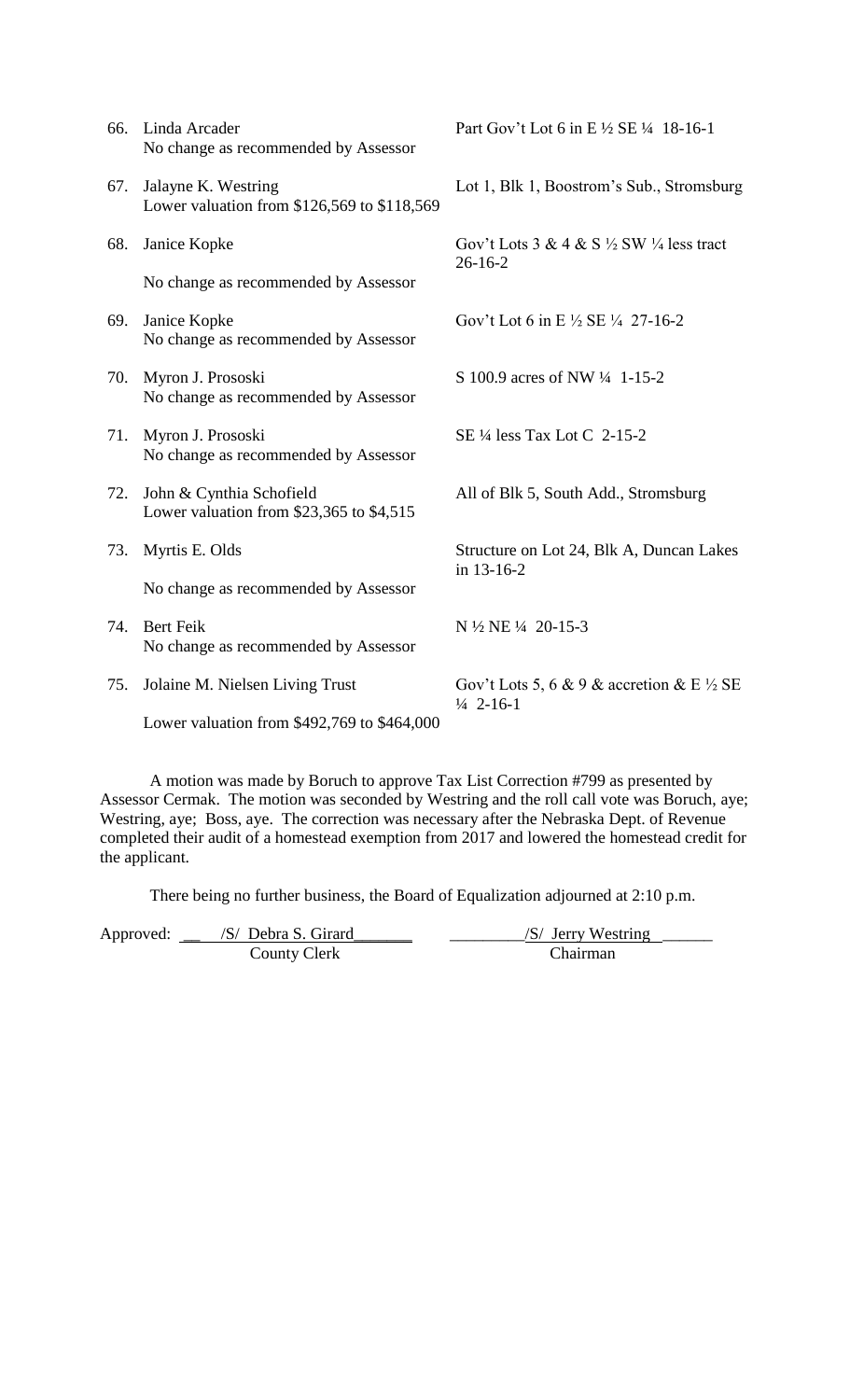| | | |
|---|---|---|
| 66. | Linda Arcader<br>No change as recommended by Assessor | Part Gov't Lot 6 in E ½ SE ¼ 18-16-1 |
| 67. | Jalayne K. Westring<br>Lower valuation from $126,569 to $118,569 | Lot 1, Blk 1, Boostrom's Sub., Stromsburg |
| 68. | Janice Kopke<br>No change as recommended by Assessor | Gov't Lots 3 & 4 & S ½ SW ¼ less tract 26-16-2 |
| 69. | Janice Kopke<br>No change as recommended by Assessor | Gov't Lot 6 in E ½ SE ¼ 27-16-2 |
| 70. | Myron J. Prososki<br>No change as recommended by Assessor | S 100.9 acres of NW ¼ 1-15-2 |
| 71. | Myron J. Prososki<br>No change as recommended by Assessor | SE ¼ less Tax Lot C 2-15-2 |
| 72. | John & Cynthia Schofield<br>Lower valuation from $23,365 to $4,515 | All of Blk 5, South Add., Stromsburg |
| 73. | Myrtis E. Olds<br>No change as recommended by Assessor | Structure on Lot 24, Blk A, Duncan Lakes in 13-16-2 |
| 74. | Bert Feik<br>No change as recommended by Assessor | N ½ NE ¼ 20-15-3 |
| 75. | Jolaine M. Nielsen Living Trust<br>Lower valuation from $492,769 to $464,000 | Gov't Lots 5, 6 & 9 & accretion & E ½ SE ¼ 2-16-1 |

A motion was made by Boruch to approve Tax List Correction #799 as presented by Assessor Cermak. The motion was seconded by Westring and the roll call vote was Boruch, aye; Westring, aye; Boss, aye. The correction was necessary after the Nebraska Dept. of Revenue completed their audit of a homestead exemption from 2017 and lowered the homestead credit for the applicant.

There being no further business, the Board of Equalization adjourned at 2:10 p.m.

Approved: /S/ Debra S. Girard — County Clerk

/S/ Jerry Westring — Chairman